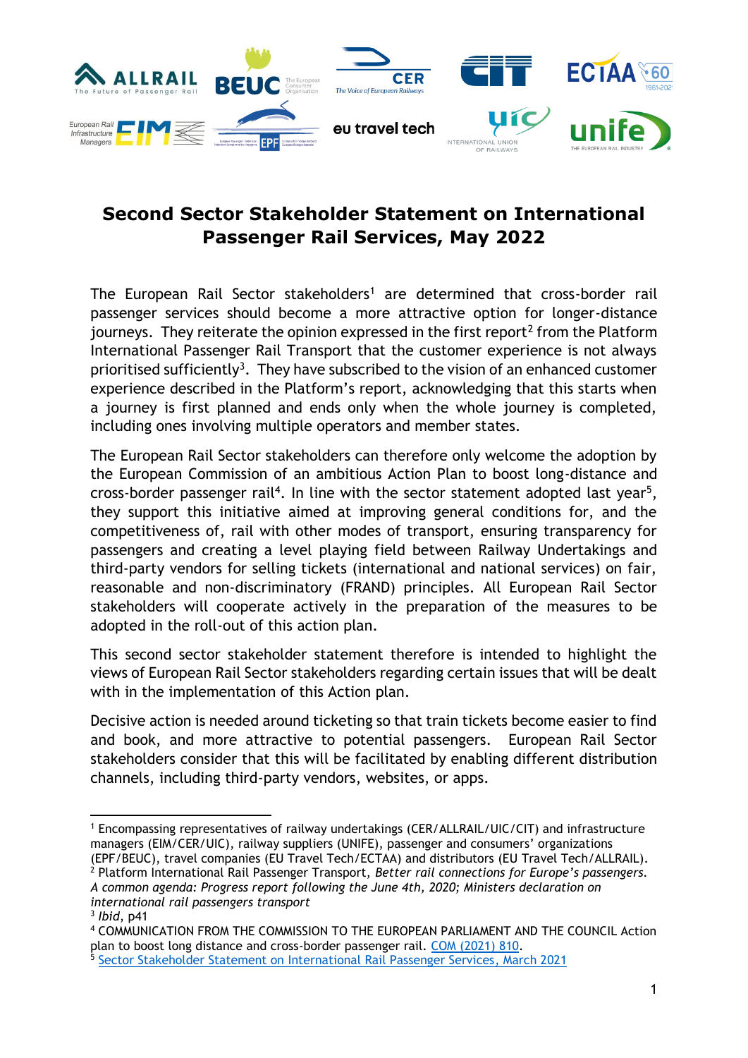# Second Sector Stakeholder Statement on International Passenger Rail Services, May 2022

The European Rail Sector stakeholders[1] are determined that cross-border rail passenger services should become a more attractive option for longer-distance journeys. They reiterate the opinion expressed in the first report[2] from the Platform International Passenger Rail Transport that the customer experience is not always prioritised sufficiently[3]. They have subscribed to the vision of an enhanced customer experience described in the Platform's report, acknowledging that this starts when a journey is first planned and ends only when the whole journey is completed, including ones involving multiple operators and member states.

The European Rail Sector stakeholders can therefore only welcome the adoption by the European Commission of an ambitious Action Plan to boost long-distance and cross-border passenger rail[4]. In line with the sector statement adopted last year[5], they support this initiative aimed at improving general conditions for, and the competitiveness of, rail with other modes of transport, ensuring transparency for passengers and creating a level playing field between Railway Undertakings and third-party vendors for selling tickets (international and national services) on fair, reasonable and non-discriminatory (FRAND) principles. All European Rail Sector stakeholders will cooperate actively in the preparation of the measures to be adopted in the roll-out of this action plan.

This second sector stakeholder statement therefore is intended to highlight the views of European Rail Sector stakeholders regarding certain issues that will be dealt with in the implementation of this Action plan.

Decisive action is needed around ticketing so that train tickets become easier to find and book, and more attractive to potential passengers. European Rail Sector stakeholders consider that this will be facilitated by enabling different distribution channels, including third-party vendors, websites, or apps.

---

[1] Encompassing representatives of railway undertakings (CER/ALLRAIL/UIC/CIT) and infrastructure managers (EIM/CER/UIC), railway suppliers (UNIFE), passenger and consumers' organizations (EPF/BEUC), travel companies (EU Travel Tech/ECTAA) and distributors (EU Travel Tech/ALLRAIL).

[2] Platform International Passenger Rail Transport, *Better rail connections for Europe's passengers. A common agenda: Progress report following the June 4th, 2020; Ministers declaration on international rail passengers transport*

[3] *Ibid*, p41

[4] COMMUNICATION FROM THE COMMISSION TO THE EUROPEAN PARLIAMENT AND THE COUNCIL Action plan to boost long distance and cross-border passenger rail. COM (2021) 810.

[5] Sector Stakeholder Statement on International Rail Passenger Services, March 2021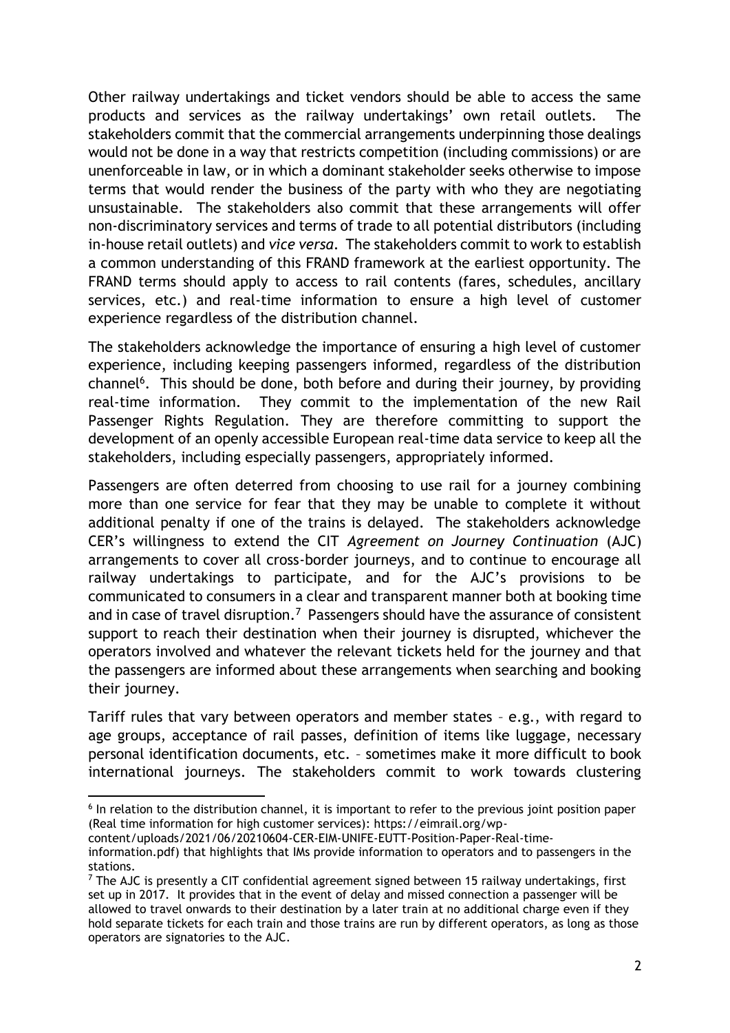Other railway undertakings and ticket vendors should be able to access the same products and services as the railway undertakings' own retail outlets. The stakeholders commit that the commercial arrangements underpinning those dealings would not be done in a way that restricts competition (including commissions) or are unenforceable in law, or in which a dominant stakeholder seeks otherwise to impose terms that would render the business of the party with who they are negotiating unsustainable. The stakeholders also commit that these arrangements will offer non-discriminatory services and terms of trade to all potential distributors (including in-house retail outlets) and *vice versa*. The stakeholders commit to work to establish a common understanding of this FRAND framework at the earliest opportunity. The FRAND terms should apply to access to rail contents (fares, schedules, ancillary services, etc.) and real-time information to ensure a high level of customer experience regardless of the distribution channel.

The stakeholders acknowledge the importance of ensuring a high level of customer experience, including keeping passengers informed, regardless of the distribution channel[6]. This should be done, both before and during their journey, by providing real-time information. They commit to the implementation of the new Rail Passenger Rights Regulation. They are therefore committing to support the development of an openly accessible European real-time data service to keep all the stakeholders, including especially passengers, appropriately informed.

Passengers are often deterred from choosing to use rail for a journey combining more than one service for fear that they may be unable to complete it without additional penalty if one of the trains is delayed. The stakeholders acknowledge CER's willingness to extend the CIT *Agreement on Journey Continuation* (AJC) arrangements to cover all cross-border journeys, and to continue to encourage all railway undertakings to participate, and for the AJC's provisions to be communicated to consumers in a clear and transparent manner both at booking time and in case of travel disruption.[7] Passengers should have the assurance of consistent support to reach their destination when their journey is disrupted, whichever the operators involved and whatever the relevant tickets held for the journey and that the passengers are informed about these arrangements when searching and booking their journey.

Tariff rules that vary between operators and member states – e.g., with regard to age groups, acceptance of rail passes, definition of items like luggage, necessary personal identification documents, etc. – sometimes make it more difficult to book international journeys. The stakeholders commit to work towards clustering

---

[6] In relation to the distribution channel, it is important to refer to the previous joint position paper (Real time information for high customer services): https://eimrail.org/wp-content/uploads/2021/06/20210604-CER-EIM-UNIFE-EUTT-Position-Paper-Real-time-information.pdf) that highlights that IMs provide information to operators and to passengers in the stations.

[7] The AJC is presently a CIT confidential agreement signed between 15 railway undertakings, first set up in 2017. It provides that in the event of delay and missed connection a passenger will be allowed to travel onwards to their destination by a later train at no additional charge even if they hold separate tickets for each train and those trains are run by different operators, as long as those operators are signatories to the AJC.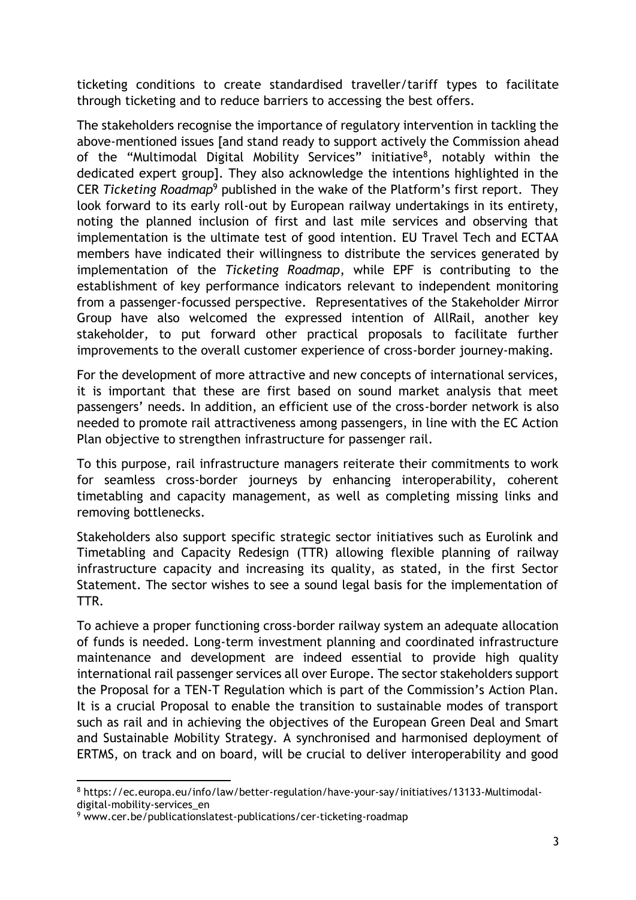ticketing conditions to create standardised traveller/tariff types to facilitate through ticketing and to reduce barriers to accessing the best offers.

The stakeholders recognise the importance of regulatory intervention in tackling the above-mentioned issues [and stand ready to support actively the Commission ahead of the "Multimodal Digital Mobility Services" initiative[8], notably within the dedicated expert group]. They also acknowledge the intentions highlighted in the CER *Ticketing Roadmap*[9] published in the wake of the Platform's first report. They look forward to its early roll-out by European railway undertakings in its entirety, noting the planned inclusion of first and last mile services and observing that implementation is the ultimate test of good intention. EU Travel Tech and ECTAA members have indicated their willingness to distribute the services generated by implementation of the *Ticketing Roadmap*, while EPF is contributing to the establishment of key performance indicators relevant to independent monitoring from a passenger-focussed perspective. Representatives of the Stakeholder Mirror Group have also welcomed the expressed intention of AllRail, another key stakeholder, to put forward other practical proposals to facilitate further improvements to the overall customer experience of cross-border journey-making.

For the development of more attractive and new concepts of international services, it is important that these are first based on sound market analysis that meet passengers' needs. In addition, an efficient use of the cross-border network is also needed to promote rail attractiveness among passengers, in line with the EC Action Plan objective to strengthen infrastructure for passenger rail.

To this purpose, rail infrastructure managers reiterate their commitments to work for seamless cross-border journeys by enhancing interoperability, coherent timetabling and capacity management, as well as completing missing links and removing bottlenecks.

Stakeholders also support specific strategic sector initiatives such as Eurolink and Timetabling and Capacity Redesign (TTR) allowing flexible planning of railway infrastructure capacity and increasing its quality, as stated, in the first Sector Statement. The sector wishes to see a sound legal basis for the implementation of TTR.

To achieve a proper functioning cross-border railway system an adequate allocation of funds is needed. Long-term investment planning and coordinated infrastructure maintenance and development are indeed essential to provide high quality international rail passenger services all over Europe. The sector stakeholders support the Proposal for a TEN-T Regulation which is part of the Commission's Action Plan. It is a crucial Proposal to enable the transition to sustainable modes of transport such as rail and in achieving the objectives of the European Green Deal and Smart and Sustainable Mobility Strategy. A synchronised and harmonised deployment of ERTMS, on track and on board, will be crucial to deliver interoperability and good

---

[8] https://ec.europa.eu/info/law/better-regulation/have-your-say/initiatives/13133-Multimodal-digital-mobility-services_en

[9] www.cer.be/publicationslatest-publications/cer-ticketing-roadmap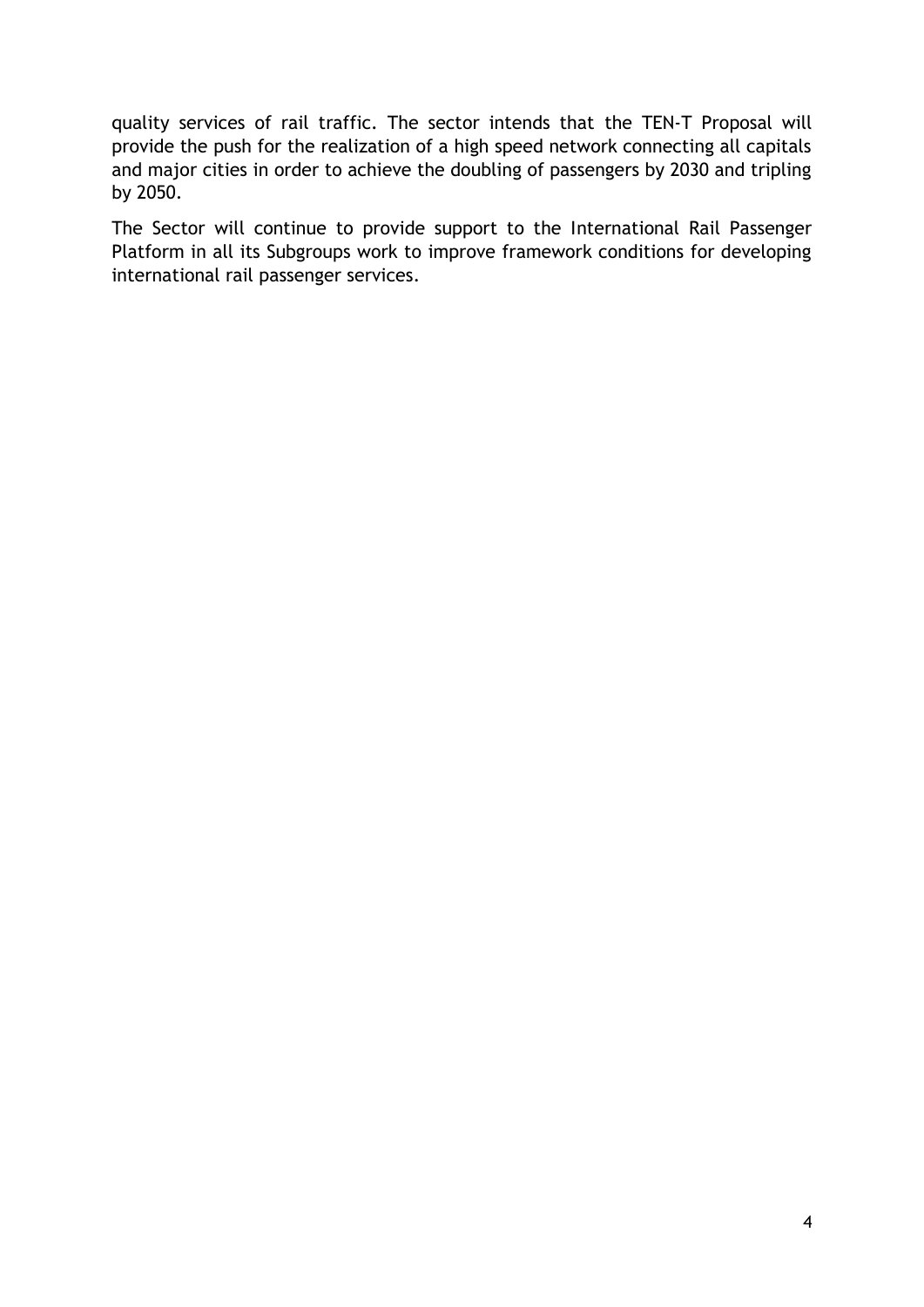quality services of rail traffic. The sector intends that the TEN-T Proposal will provide the push for the realization of a high speed network connecting all capitals and major cities in order to achieve the doubling of passengers by 2030 and tripling by 2050.

The Sector will continue to provide support to the International Rail Passenger Platform in all its Subgroups work to improve framework conditions for developing international rail passenger services.